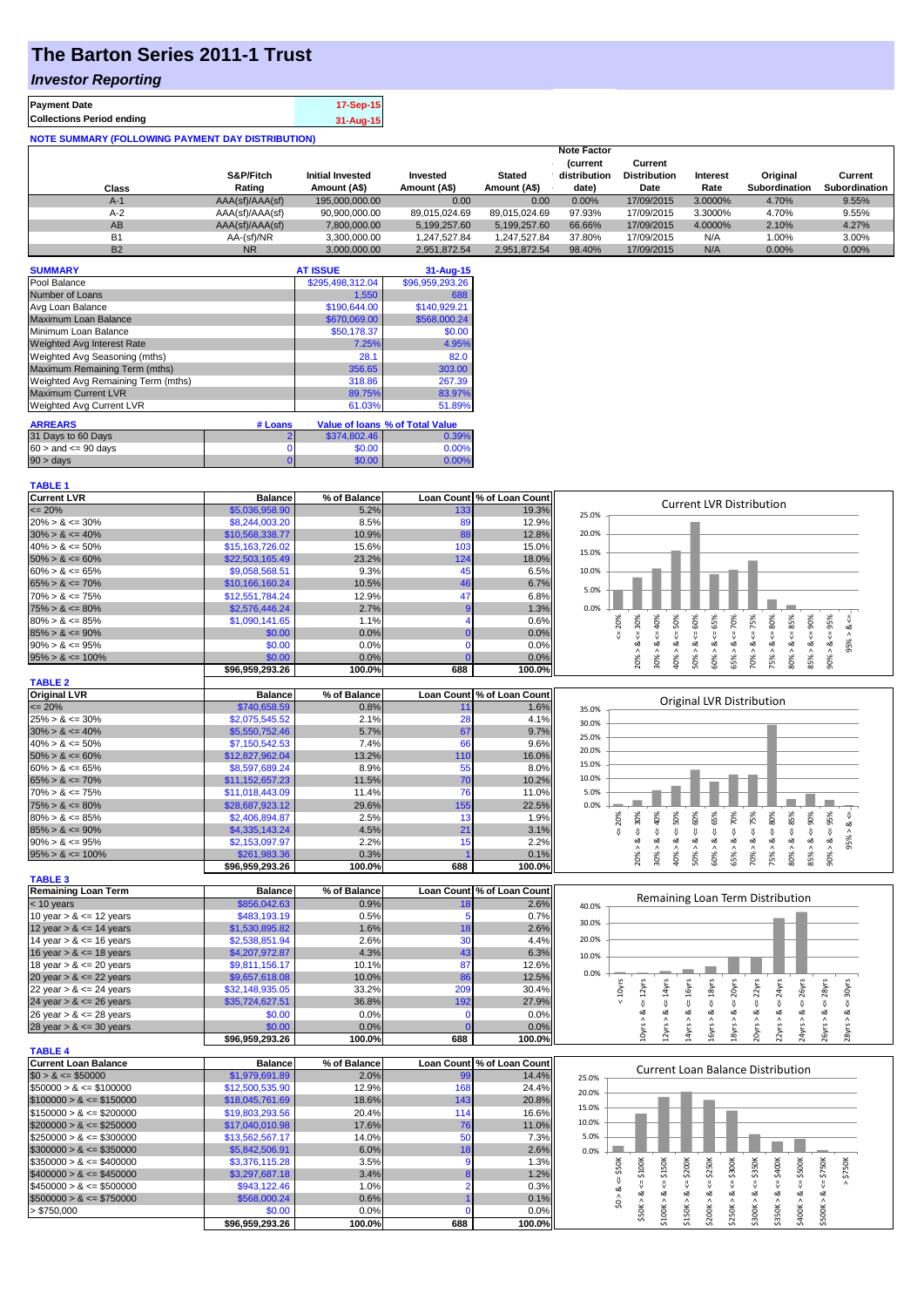# The Barton Series 2011-1 Trust

## *Investor Reporting*

| | |
|---|---|
| **Payment Date** | 17-Sep-15 |
| **Collections Period ending** | 31-Aug-15 |

**NOTE SUMMARY (FOLLOWING PAYMENT DAY DISTRIBUTION)**

| Class | S&P/Fitch Rating | Initial Invested Amount (A$) | Invested Amount (A$) | Stated Amount (A$) | Note Factor (current distribution date) | Current Distribution Date | Interest Rate | Original Subordination | Current Subordination |
|---|---|---|---|---|---|---|---|---|---|
| A-1 | AAA(sf)/AAA(sf) | 195,000,000.00 | 0.00 | 0.00 | 0.00% | 17/09/2015 | 3.0000% | 4.70% | 9.55% |
| A-2 | AAA(sf)/AAA(sf) | 90,900,000.00 | 89,015,024.69 | 89,015,024.69 | 97.93% | 17/09/2015 | 3.3000% | 4.70% | 9.55% |
| AB | AAA(sf)/AAA(sf) | 7,800,000.00 | 5,199,257.60 | 5,199,257.60 | 66.66% | 17/09/2015 | 4.0000% | 2.10% | 4.27% |
| B1 | AA-(sf)/NR | 3,300,000.00 | 1,247,527.84 | 1,247,527.84 | 37.80% | 17/09/2015 | N/A | 1.00% | 3.00% |
| B2 | NR | 3,000,000.00 | 2,951,872.54 | 2,951,872.54 | 98.40% | 17/09/2015 | N/A | 0.00% | 0.00% |

| SUMMARY | AT ISSUE | 31-Aug-15 |
|---|---|---|
| Pool Balance | $295,498,312.04 | $96,959,293.26 |
| Number of Loans | 1,550 | 688 |
| Avg Loan Balance | $190,644.00 | $140,929.21 |
| Maximum Loan Balance | $670,069.00 | $568,000.24 |
| Minimum Loan Balance | $50,178.37 | $0.00 |
| Weighted Avg Interest Rate | 7.25% | 4.95% |
| Weighted Avg Seasoning (mths) | 28.1 | 82.0 |
| Maximum Remaining Term (mths) | 356.65 | 303.00 |
| Weighted Avg Remaining Term (mths) | 318.86 | 267.39 |
| Maximum Current LVR | 89.75% | 83.97% |
| Weighted Avg Current LVR | 61.03% | 51.89% |

| ARREARS | # Loans | Value of loans | % of Total Value |
|---|---|---|---|
| 31 Days to 60 Days | 2 | $374,802.46 | 0.39% |
| 60 > and <= 90 days | 0 | $0.00 | 0.00% |
| 90 > days | 0 | $0.00 | 0.00% |

**TABLE 1**

| Current LVR | Balance | % of Balance | Loan Count | % of Loan Count |
|---|---|---|---|---|
| <= 20% | $5,036,958.90 | 5.2% | 133 | 19.3% |
| 20% > & <= 30% | $8,244,003.20 | 8.5% | 89 | 12.9% |
| 30% > & <= 40% | $10,568,338.77 | 10.9% | 88 | 12.8% |
| 40% > & <= 50% | $15,163,726.02 | 15.6% | 103 | 15.0% |
| 50% > & <= 60% | $22,503,165.49 | 23.2% | 124 | 18.0% |
| 60% > & <= 65% | $9,058,568.51 | 9.3% | 45 | 6.5% |
| 65% > & <= 70% | $10,166,160.24 | 10.5% | 46 | 6.7% |
| 70% > & <= 75% | $12,551,784.24 | 12.9% | 47 | 6.8% |
| 75% > & <= 80% | $2,576,446.24 | 2.7% | 9 | 1.3% |
| 80% > & <= 85% | $1,090,141.65 | 1.1% | 4 | 0.6% |
| 85% > & <= 90% | $0.00 | 0.0% | 0 | 0.0% |
| 90% > & <= 95% | $0.00 | 0.0% | 0 | 0.0% |
| 95% > & <= 100% | $0.00 | 0.0% | 0 | 0.0% |
| | $96,959,293.26 | 100.0% | 688 | 100.0% |

**TABLE 2**

| Original LVR | Balance | % of Balance | Loan Count | % of Loan Count |
|---|---|---|---|---|
| <= 20% | $740,658.59 | 0.8% | 11 | 1.6% |
| 25% > & <= 30% | $2,075,545.52 | 2.1% | 28 | 4.1% |
| 30% > & <= 40% | $5,550,752.46 | 5.7% | 67 | 9.7% |
| 40% > & <= 50% | $7,150,542.53 | 7.4% | 66 | 9.6% |
| 50% > & <= 60% | $12,827,962.04 | 13.2% | 110 | 16.0% |
| 60% > & <= 65% | $8,597,689.24 | 8.9% | 55 | 8.0% |
| 65% > & <= 70% | $11,152,657.23 | 11.5% | 70 | 10.2% |
| 70% > & <= 75% | $11,018,443.09 | 11.4% | 76 | 11.0% |
| 75% > & <= 80% | $28,687,923.12 | 29.6% | 155 | 22.5% |
| 80% > & <= 85% | $2,406,894.87 | 2.5% | 13 | 1.9% |
| 85% > & <= 90% | $4,335,143.24 | 4.5% | 21 | 3.1% |
| 90% > & <= 95% | $2,153,097.97 | 2.2% | 15 | 2.2% |
| 95% > & <= 100% | $261,983.36 | 0.3% | 1 | 0.1% |
| | $96,959,293.26 | 100.0% | 688 | 100.0% |

**TABLE 3**

| Remaining Loan Term | Balance | % of Balance | Loan Count | % of Loan Count |
|---|---|---|---|---|
| < 10 years | $856,042.63 | 0.9% | 18 | 2.6% |
| 10 year > & <= 12 years | $483,193.19 | 0.5% | 5 | 0.7% |
| 12 year > & <= 14 years | $1,530,895.82 | 1.6% | 18 | 2.6% |
| 14 year > & <= 16 years | $2,538,851.94 | 2.6% | 30 | 4.4% |
| 16 year > & <= 18 years | $4,207,972.87 | 4.3% | 43 | 6.3% |
| 18 year > & <= 20 years | $9,811,156.17 | 10.1% | 87 | 12.6% |
| 20 year > & <= 22 years | $9,657,618.08 | 10.0% | 86 | 12.5% |
| 22 year > & <= 24 years | $32,148,935.05 | 33.2% | 209 | 30.4% |
| 24 year > & <= 26 years | $35,724,627.51 | 36.8% | 192 | 27.9% |
| 26 year > & <= 28 years | $0.00 | 0.0% | 0 | 0.0% |
| 28 year > & <= 30 years | $0.00 | 0.0% | 0 | 0.0% |
| | $96,959,293.26 | 100.0% | 688 | 100.0% |

**TABLE 4**

| Current Loan Balance | Balance | % of Balance | Loan Count | % of Loan Count |
|---|---|---|---|---|
| $0 > & <= $50000 | $1,979,691.89 | 2.0% | 99 | 14.4% |
| $50000 > & <= $100000 | $12,500,535.90 | 12.9% | 168 | 24.4% |
| $100000 > & <= $150000 | $18,045,761.69 | 18.6% | 143 | 20.8% |
| $150000 > & <= $200000 | $19,803,293.56 | 20.4% | 114 | 16.6% |
| $200000 > & <= $250000 | $17,040,010.98 | 17.6% | 76 | 11.0% |
| $250000 > & <= $300000 | $13,562,567.17 | 14.0% | 50 | 7.3% |
| $300000 > & <= $350000 | $5,842,506.91 | 6.0% | 18 | 2.6% |
| $350000 > & <= $400000 | $3,376,115.28 | 3.5% | 9 | 1.3% |
| $400000 > & <= $450000 | $3,297,687.18 | 3.4% | 8 | 1.2% |
| $450000 > & <= $500000 | $943,122.46 | 1.0% | 2 | 0.3% |
| $500000 > & <= $750000 | $568,000.24 | 0.6% | 1 | 0.1% |
| > $750,000 | $0.00 | 0.0% | 0 | 0.0% |
| | $96,959,293.26 | 100.0% | 688 | 100.0% |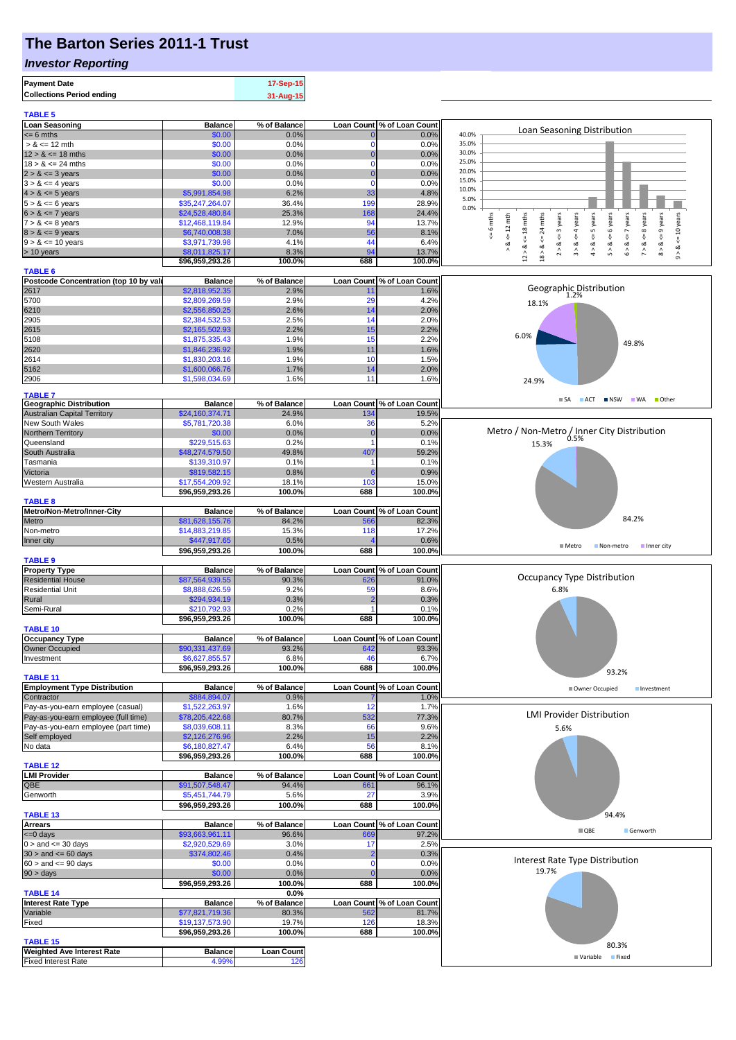# The Barton Series 2011-1 Trust

## *Investor Reporting*

| | |
|---|---|
| **Payment Date** | **17-Sep-15** |
| **Collections Period ending** | **31-Aug-15** |

**TABLE 5**

| Loan Seasoning | Balance | % of Balance | Loan Count | % of Loan Count |
|---|---|---|---|---|
| <= 6 mths | $0.00 | 0.0% | 0 | 0.0% |
| > & <= 12 mth | $0.00 | 0.0% | 0 | 0.0% |
| 12 > & <= 18 mths | $0.00 | 0.0% | 0 | 0.0% |
| 18 > & <= 24 mths | $0.00 | 0.0% | 0 | 0.0% |
| 2 > & <= 3 years | $0.00 | 0.0% | 0 | 0.0% |
| 3 > & <= 4 years | $0.00 | 0.0% | 0 | 0.0% |
| 4 > & <= 5 years | $5,991,854.98 | 6.2% | 33 | 4.8% |
| 5 > & <= 6 years | $35,247,264.07 | 36.4% | 199 | 28.9% |
| 6 > & <= 7 years | $24,528,480.84 | 25.3% | 168 | 24.4% |
| 7 > & <= 8 years | $12,468,119.84 | 12.9% | 94 | 13.7% |
| 8 > & <= 9 years | $6,740,008.38 | 7.0% | 56 | 8.1% |
| 9 > & <= 10 years | $3,971,739.98 | 4.1% | 44 | 6.4% |
| > 10 years | $8,011,825.17 | 8.3% | 94 | 13.7% |
| | **$96,959,293.26** | **100.0%** | **688** | **100.0%** |

Loan Seasoning Distribution

40.0%
35.0%
30.0%
25.0%
20.0%
15.0%
10.0%
5.0%
0.0%

<= 6 mths, > & <= 12 mth, 12 > & <= 18 mths, 18 > & <= 24 mths, 2 > & <= 3 years, 3 > & <= 4 years, 4 > & <= 5 years, 5 > & <= 6 years, 6 > & <= 7 years, 7 > & <= 8 years, 8 > & <= 9 years, 9 > & <= 10 years

**TABLE 6**

| Postcode Concentration (top 10 by value) | Balance | % of Balance | Loan Count | % of Loan Count |
|---|---|---|---|---|
| 2617 | $2,818,952.35 | 2.9% | 11 | 1.6% |
| 5700 | $2,809,269.59 | 2.9% | 29 | 4.2% |
| 6210 | $2,556,850.25 | 2.6% | 14 | 2.0% |
| 2905 | $2,384,532.53 | 2.5% | 14 | 2.0% |
| 2615 | $2,165,502.93 | 2.2% | 15 | 2.2% |
| 5108 | $1,875,335.43 | 1.9% | 15 | 2.2% |
| 2620 | $1,846,236.92 | 1.9% | 11 | 1.6% |
| 2614 | $1,830,203.16 | 1.9% | 10 | 1.5% |
| 5162 | $1,600,066.76 | 1.7% | 14 | 2.0% |
| 2906 | $1,598,034.69 | 1.6% | 11 | 1.6% |

Geographic Distribution

1.2%
18.1%
6.0%
49.8%
24.9%

SA ACT NSW WA Other

**TABLE 7**

| Geographic Distribution | Balance | % of Balance | Loan Count | % of Loan Count |
|---|---|---|---|---|
| Australian Capital Territory | $24,160,374.71 | 24.9% | 134 | 19.5% |
| New South Wales | $5,781,720.38 | 6.0% | 36 | 5.2% |
| Northern Territory | $0.00 | 0.0% | 0 | 0.0% |
| Queensland | $229,515.63 | 0.2% | 1 | 0.1% |
| South Australia | $48,274,579.50 | 49.8% | 407 | 59.2% |
| Tasmania | $139,310.97 | 0.1% | 1 | 0.1% |
| Victoria | $819,582.15 | 0.8% | 6 | 0.9% |
| Western Australia | $17,554,209.92 | 18.1% | 103 | 15.0% |
| | **$96,959,293.26** | **100.0%** | **688** | **100.0%** |

Metro / Non-Metro / Inner City Distribution

0.5%
15.3%
84.2%

Metro Non-metro Inner city

**TABLE 8**

| Metro/Non-Metro/Inner-City | Balance | % of Balance | Loan Count | % of Loan Count |
|---|---|---|---|---|
| Metro | $81,628,155.76 | 84.2% | 566 | 82.3% |
| Non-metro | $14,883,219.85 | 15.3% | 118 | 17.2% |
| Inner city | $447,917.65 | 0.5% | 4 | 0.6% |
| | **$96,959,293.26** | **100.0%** | **688** | **100.0%** |

**TABLE 9**

| Property Type | Balance | % of Balance | Loan Count | % of Loan Count |
|---|---|---|---|---|
| Residential House | $87,564,939.55 | 90.3% | 626 | 91.0% |
| Residential Unit | $8,888,626.59 | 9.2% | 59 | 8.6% |
| Rural | $294,934.19 | 0.3% | 2 | 0.3% |
| Semi-Rural | $210,792.93 | 0.2% | 1 | 0.1% |
| | **$96,959,293.26** | **100.0%** | **688** | **100.0%** |

Occupancy Type Distribution

6.8%
93.2%

Owner Occupied Investment

**TABLE 10**

| Occupancy Type | Balance | % of Balance | Loan Count | % of Loan Count |
|---|---|---|---|---|
| Owner Occupied | $90,331,437.69 | 93.2% | 642 | 93.3% |
| Investment | $6,627,855.57 | 6.8% | 46 | 6.7% |
| | **$96,959,293.26** | **100.0%** | **688** | **100.0%** |

**TABLE 11**

| Employment Type Distribution | Balance | % of Balance | Loan Count | % of Loan Count |
|---|---|---|---|---|
| Contractor | $884,894.07 | 0.9% | 7 | 1.0% |
| Pay-as-you-earn employee (casual) | $1,522,263.97 | 1.6% | 12 | 1.7% |
| Pay-as-you-earn employee (full time) | $78,205,422.68 | 80.7% | 532 | 77.3% |
| Pay-as-you-earn employee (part time) | $8,039,608.11 | 8.3% | 66 | 9.6% |
| Self employed | $2,126,276.96 | 2.2% | 15 | 2.2% |
| No data | $6,180,827.47 | 6.4% | 56 | 8.1% |
| | **$96,959,293.26** | **100.0%** | **688** | **100.0%** |

LMI Provider Distribution

5.6%
94.4%

QBE Genworth

**TABLE 12**

| LMI Provider | Balance | % of Balance | Loan Count | % of Loan Count |
|---|---|---|---|---|
| QBE | $91,507,548.47 | 94.4% | 661 | 96.1% |
| Genworth | $5,451,744.79 | 5.6% | 27 | 3.9% |
| | **$96,959,293.26** | **100.0%** | **688** | **100.0%** |

**TABLE 13**

| Arrears | Balance | % of Balance | Loan Count | % of Loan Count |
|---|---|---|---|---|
| <=0 days | $93,663,961.11 | 96.6% | 669 | 97.2% |
| 0 > and <= 30 days | $2,920,529.69 | 3.0% | 17 | 2.5% |
| 30 > and <= 60 days | $374,802.46 | 0.4% | 2 | 0.3% |
| 60 > and <= 90 days | $0.00 | 0.0% | 0 | 0.0% |
| 90 > days | $0.00 | 0.0% | 0 | 0.0% |
| | **$96,959,293.26** | **100.0%** | **688** | **100.0%** |

Interest Rate Type Distribution

19.7%
80.3%

Variable Fixed

**TABLE 14**

| Interest Rate Type | Balance | % of Balance | Loan Count | % of Loan Count |
|---|---|---|---|---|
| Variable | $77,821,719.36 | 80.3% | 562 | 81.7% |
| Fixed | $19,137,573.90 | 19.7% | 126 | 18.3% |
| | **$96,959,293.26** | **100.0%** | **688** | **100.0%** |

**0.0%**

**TABLE 15**

| Weighted Ave Interest Rate | Balance | Loan Count |
|---|---|---|
| Fixed Interest Rate | 4.99% | 126 |